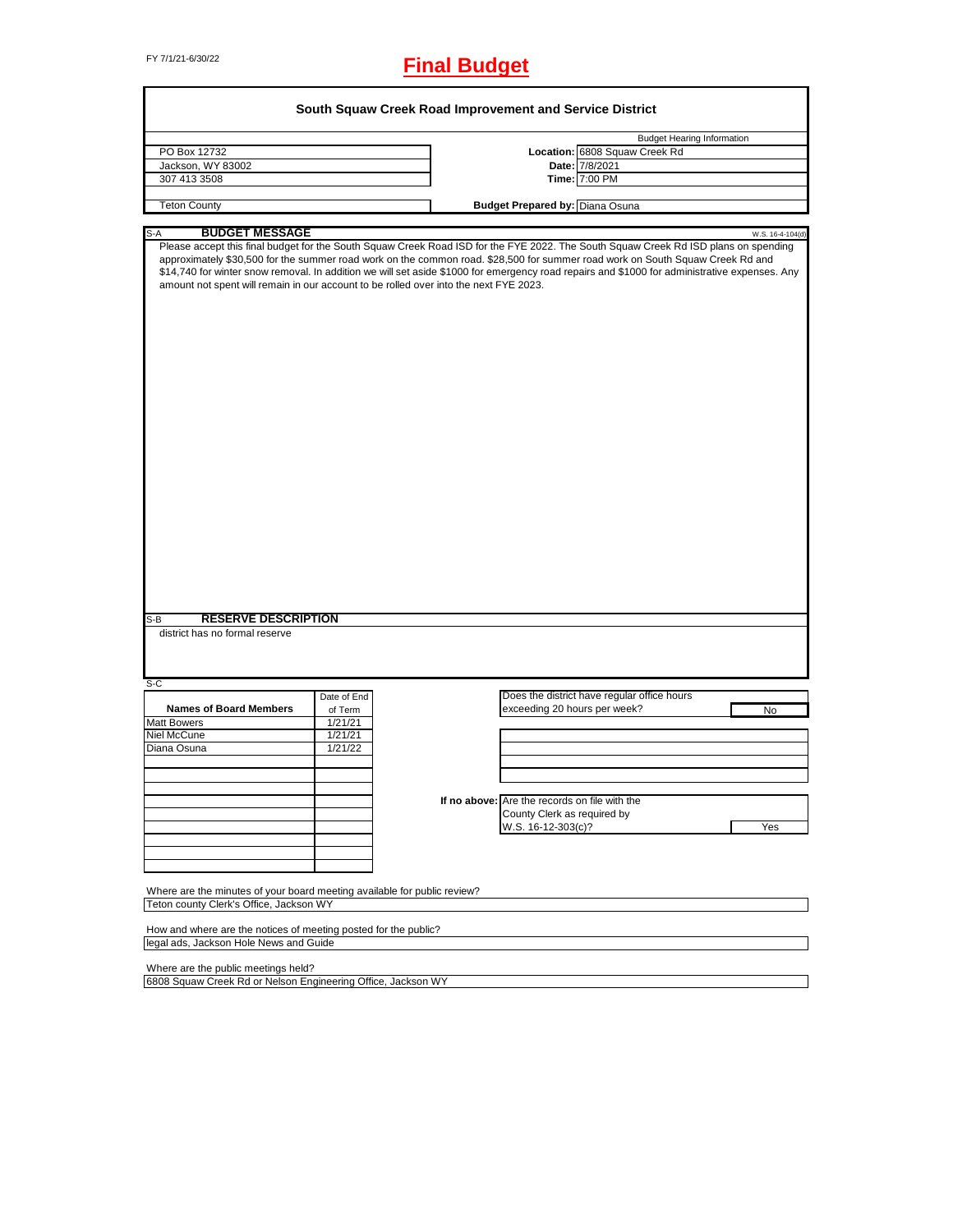FY 7/1/21-6/30/22

# Final Budget

## South Squaw Creek Road Improvement and Service District

| | | Budget Hearing Information |
|---|---|---|
| PO Box 12732 | **Location:** | 6808 Squaw Creek Rd |
| Jackson, WY 83002 | **Date:** | 7/8/2021 |
| 307 413 3508 | **Time:** | 7:00 PM |
| Teton County | **Budget Prepared by:** | Diana Osuna |

### S-A BUDGET MESSAGE

W.S. 16-4-104(d)

Please accept this final budget for the South Squaw Creek Road ISD for the FYE 2022. The South Squaw Creek Rd ISD plans on spending approximately $30,500 for the summer road work on the common road. $28,500 for summer road work on South Squaw Creek Rd and $14,740 for winter snow removal. In addition we will set aside $1000 for emergency road repairs and $1000 for administrative expenses. Any amount not spent will remain in our account to be rolled over into the next FYE 2023.

### S-B RESERVE DESCRIPTION

district has no formal reserve

### S-C

| Names of Board Members | Date of End of Term |
|---|---|
| Matt Bowers | 1/21/21 |
| Niel McCune | 1/21/21 |
| Diana Osuna | 1/21/22 |

Does the district have regular office hours exceeding 20 hours per week? **No**

**If no above:** Are the records on file with the County Clerk as required by W.S. 16-12-303(c)? **Yes**

Where are the minutes of your board meeting available for public review?
Teton county Clerk's Office, Jackson WY

How and where are the notices of meeting posted for the public?
legal ads, Jackson Hole News and Guide

Where are the public meetings held?
6808 Squaw Creek Rd or Nelson Engineering Office, Jackson WY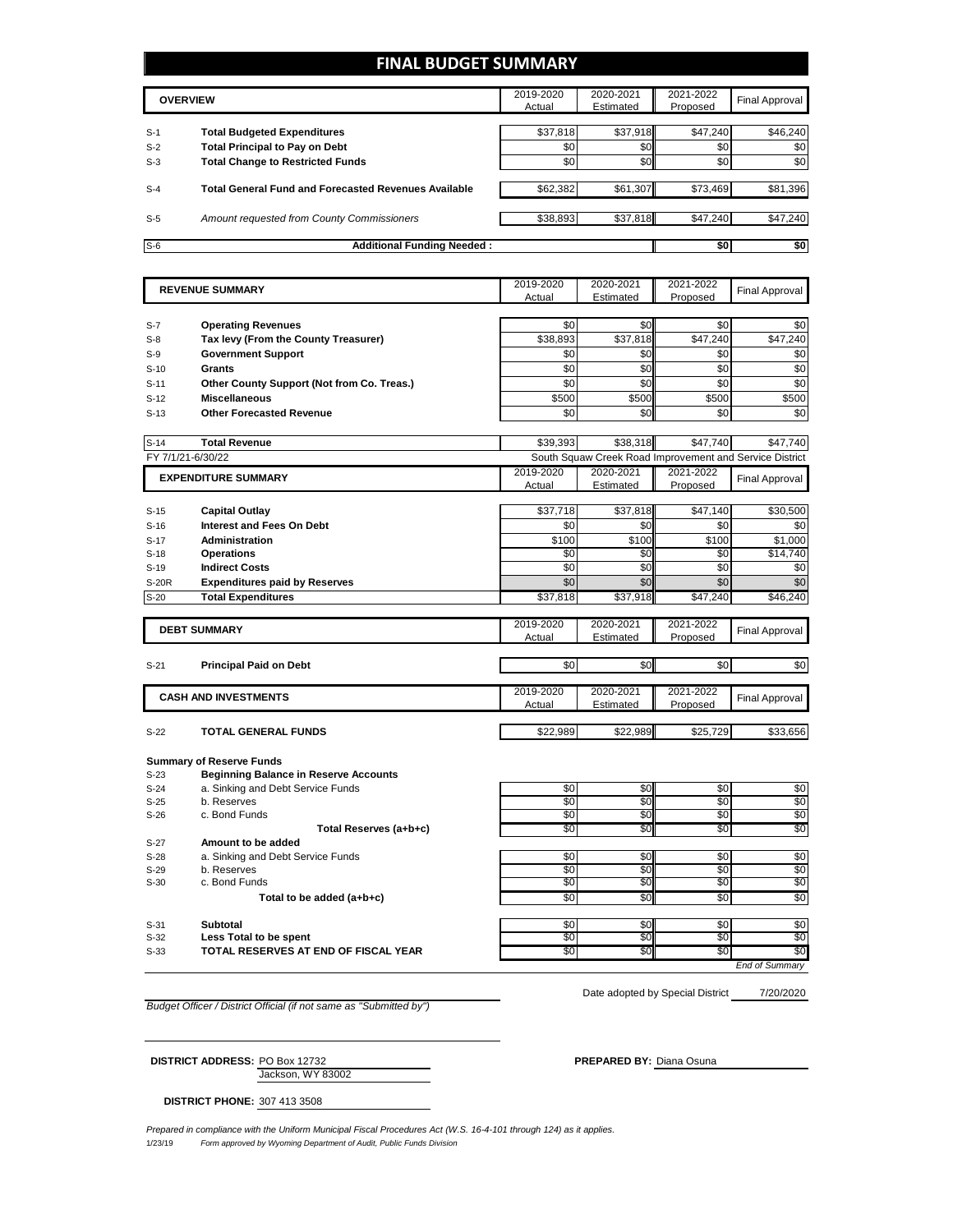# FINAL BUDGET SUMMARY

| | OVERVIEW | 2019-2020 Actual | 2020-2021 Estimated | 2021-2022 Proposed | Final Approval |
|---|---|---|---|---|---|
| S-1 | **Total Budgeted Expenditures** | $37,818 | $37,918 | $47,240 | $46,240 |
| S-2 | **Total Principal to Pay on Debt** | $0 | $0 | $0 | $0 |
| S-3 | **Total Change to Restricted Funds** | $0 | $0 | $0 | $0 |
| S-4 | **Total General Fund and Forecasted Revenues Available** | $62,382 | $61,307 | $73,469 | $81,396 |
| S-5 | *Amount requested from County Commissioners* | $38,893 | $37,818 | $47,240 | $47,240 |
| S-6 | **Additional Funding Needed :** | | | **$0** | **$0** |

| | REVENUE SUMMARY | 2019-2020 Actual | 2020-2021 Estimated | 2021-2022 Proposed | Final Approval |
|---|---|---|---|---|---|
| S-7 | **Operating Revenues** | $0 | $0 | $0 | $0 |
| S-8 | **Tax levy (From the County Treasurer)** | $38,893 | $37,818 | $47,240 | $47,240 |
| S-9 | **Government Support** | $0 | $0 | $0 | $0 |
| S-10 | **Grants** | $0 | $0 | $0 | $0 |
| S-11 | **Other County Support (Not from Co. Treas.)** | $0 | $0 | $0 | $0 |
| S-12 | **Miscellaneous** | $500 | $500 | $500 | $500 |
| S-13 | **Other Forecasted Revenue** | $0 | $0 | $0 | $0 |
| S-14 | **Total Revenue** | $39,393 | $38,318 | $47,740 | $47,740 |

FY 7/1/21-6/30/22 — South Squaw Creek Road Improvement and Service District

| | EXPENDITURE SUMMARY | 2019-2020 Actual | 2020-2021 Estimated | 2021-2022 Proposed | Final Approval |
|---|---|---|---|---|---|
| S-15 | **Capital Outlay** | $37,718 | $37,818 | $47,140 | $30,500 |
| S-16 | **Interest and Fees On Debt** | $0 | $0 | $0 | $0 |
| S-17 | **Administration** | $100 | $100 | $100 | $1,000 |
| S-18 | **Operations** | $0 | $0 | $0 | $14,740 |
| S-19 | **Indirect Costs** | $0 | $0 | $0 | $0 |
| S-20R | **Expenditures paid by Reserves** | $0 | $0 | $0 | $0 |
| S-20 | **Total Expenditures** | $37,818 | $37,918 | $47,240 | $46,240 |

| | DEBT SUMMARY | 2019-2020 Actual | 2020-2021 Estimated | 2021-2022 Proposed | Final Approval |
|---|---|---|---|---|---|
| S-21 | **Principal Paid on Debt** | $0 | $0 | $0 | $0 |

| | CASH AND INVESTMENTS | 2019-2020 Actual | 2020-2021 Estimated | 2021-2022 Proposed | Final Approval |
|---|---|---|---|---|---|
| S-22 | **TOTAL GENERAL FUNDS** | $22,989 | $22,989 | $25,729 | $33,656 |
| | **Summary of Reserve Funds** | | | | |
| S-23 | **Beginning Balance in Reserve Accounts** | | | | |
| S-24 | a. Sinking and Debt Service Funds | $0 | $0 | $0 | $0 |
| S-25 | b. Reserves | $0 | $0 | $0 | $0 |
| S-26 | c. Bond Funds | $0 | $0 | $0 | $0 |
| | **Total Reserves (a+b+c)** | $0 | $0 | $0 | $0 |
| S-27 | **Amount to be added** | | | | |
| S-28 | a. Sinking and Debt Service Funds | $0 | $0 | $0 | $0 |
| S-29 | b. Reserves | $0 | $0 | $0 | $0 |
| S-30 | c. Bond Funds | $0 | $0 | $0 | $0 |
| | **Total to be added (a+b+c)** | $0 | $0 | $0 | $0 |
| S-31 | **Subtotal** | $0 | $0 | $0 | $0 |
| S-32 | **Less Total to be spent** | $0 | $0 | $0 | $0 |
| S-33 | **TOTAL RESERVES AT END OF FISCAL YEAR** | $0 | $0 | $0 | $0 |

*End of Summary*

Date adopted by Special District 7/20/2020

*Budget Officer / District Official (if not same as "Submitted by")*

**DISTRICT ADDRESS:** PO Box 12732
Jackson, WY 83002

**PREPARED BY:** Diana Osuna

**DISTRICT PHONE:** 307 413 3508

*Prepared in compliance with the Uniform Municipal Fiscal Procedures Act (W.S. 16-4-101 through 124) as it applies.*

1/23/19 *Form approved by Wyoming Department of Audit, Public Funds Division*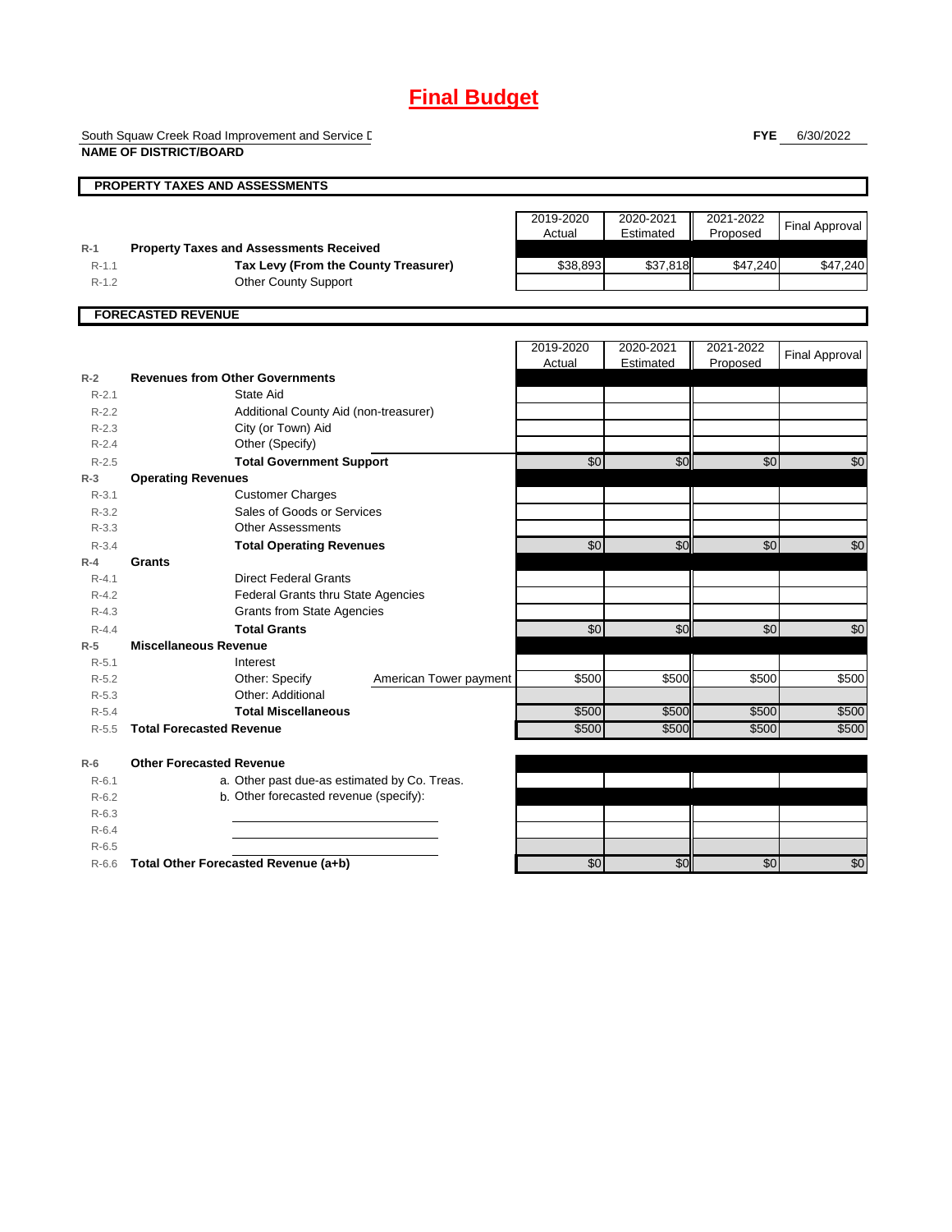# Final Budget

South Squaw Creek Road Improvement and Service D
**NAME OF DISTRICT/BOARD**

**FYE** 6/30/2022

## PROPERTY TAXES AND ASSESSMENTS

| | | 2019-2020 Actual | 2020-2021 Estimated | 2021-2022 Proposed | Final Approval |
|---|---|---|---|---|---|
| R-1 | **Property Taxes and Assessments Received** | | | | |
| R-1.1 | **Tax Levy (From the County Treasurer)** | $38,893 | $37,818 | $47,240 | $47,240 |
| R-1.2 | Other County Support | | | | |

## FORECASTED REVENUE

| | | 2019-2020 Actual | 2020-2021 Estimated | 2021-2022 Proposed | Final Approval |
|---|---|---|---|---|---|
| R-2 | **Revenues from Other Governments** | | | | |
| R-2.1 | State Aid | | | | |
| R-2.2 | Additional County Aid (non-treasurer) | | | | |
| R-2.3 | City (or Town) Aid | | | | |
| R-2.4 | Other (Specify) | | | | |
| R-2.5 | **Total Government Support** | $0 | $0 | $0 | $0 |
| R-3 | **Operating Revenues** | | | | |
| R-3.1 | Customer Charges | | | | |
| R-3.2 | Sales of Goods or Services | | | | |
| R-3.3 | Other Assessments | | | | |
| R-3.4 | **Total Operating Revenues** | $0 | $0 | $0 | $0 |
| R-4 | **Grants** | | | | |
| R-4.1 | Direct Federal Grants | | | | |
| R-4.2 | Federal Grants thru State Agencies | | | | |
| R-4.3 | Grants from State Agencies | | | | |
| R-4.4 | **Total Grants** | $0 | $0 | $0 | $0 |
| R-5 | **Miscellaneous Revenue** | | | | |
| R-5.1 | Interest | | | | |
| R-5.2 | Other: Specify — American Tower payment | $500 | $500 | $500 | $500 |
| R-5.3 | Other: Additional | | | | |
| R-5.4 | **Total Miscellaneous** | $500 | $500 | $500 | $500 |
| R-5.5 | **Total Forecasted Revenue** | $500 | $500 | $500 | $500 |
| R-6 | **Other Forecasted Revenue** | | | | |
| R-6.1 | a. Other past due-as estimated by Co. Treas. | | | | |
| R-6.2 | b. Other forecasted revenue (specify): | | | | |
| R-6.3 | | | | | |
| R-6.4 | | | | | |
| R-6.5 | | | | | |
| R-6.6 | **Total Other Forecasted Revenue (a+b)** | $0 | $0 | $0 | $0 |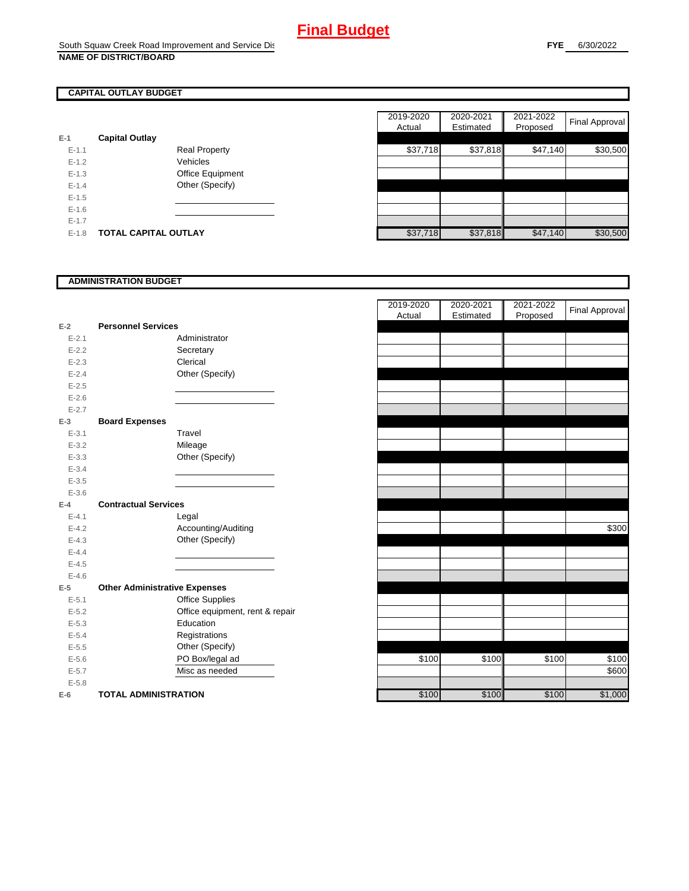# Final Budget

South Squaw Creek Road Improvement and Service Dis

**NAME OF DISTRICT/BOARD**

**FYE** 6/30/2022

## CAPITAL OUTLAY BUDGET

| | | | 2019-2020 Actual | 2020-2021 Estimated | 2021-2022 Proposed | Final Approval |
|---|---|---|---|---|---|---|
| E-1 | **Capital Outlay** | | | | | |
| E-1.1 | | Real Property | $37,718 | $37,818 | $47,140 | $30,500 |
| E-1.2 | | Vehicles | | | | |
| E-1.3 | | Office Equipment | | | | |
| E-1.4 | | Other (Specify) | | | | |
| E-1.5 | | | | | | |
| E-1.6 | | | | | | |
| E-1.7 | | | | | | |
| E-1.8 | **TOTAL CAPITAL OUTLAY** | | $37,718 | $37,818 | $47,140 | $30,500 |

## ADMINISTRATION BUDGET

| | | | 2019-2020 Actual | 2020-2021 Estimated | 2021-2022 Proposed | Final Approval |
|---|---|---|---|---|---|---|
| E-2 | **Personnel Services** | | | | | |
| E-2.1 | | Administrator | | | | |
| E-2.2 | | Secretary | | | | |
| E-2.3 | | Clerical | | | | |
| E-2.4 | | Other (Specify) | | | | |
| E-2.5 | | | | | | |
| E-2.6 | | | | | | |
| E-2.7 | | | | | | |
| E-3 | **Board Expenses** | | | | | |
| E-3.1 | | Travel | | | | |
| E-3.2 | | Mileage | | | | |
| E-3.3 | | Other (Specify) | | | | |
| E-3.4 | | | | | | |
| E-3.5 | | | | | | |
| E-3.6 | | | | | | |
| E-4 | **Contractual Services** | | | | | |
| E-4.1 | | Legal | | | | |
| E-4.2 | | Accounting/Auditing | | | | $300 |
| E-4.3 | | Other (Specify) | | | | |
| E-4.4 | | | | | | |
| E-4.5 | | | | | | |
| E-4.6 | | | | | | |
| E-5 | **Other Administrative Expenses** | | | | | |
| E-5.1 | | Office Supplies | | | | |
| E-5.2 | | Office equipment, rent & repair | | | | |
| E-5.3 | | Education | | | | |
| E-5.4 | | Registrations | | | | |
| E-5.5 | | Other (Specify) | | | | |
| E-5.6 | | PO Box/legal ad | $100 | $100 | $100 | $100 |
| E-5.7 | | Misc as needed | | | | $600 |
| E-5.8 | | | | | | |
| E-6 | **TOTAL ADMINISTRATION** | | $100 | $100 | $100 | $1,000 |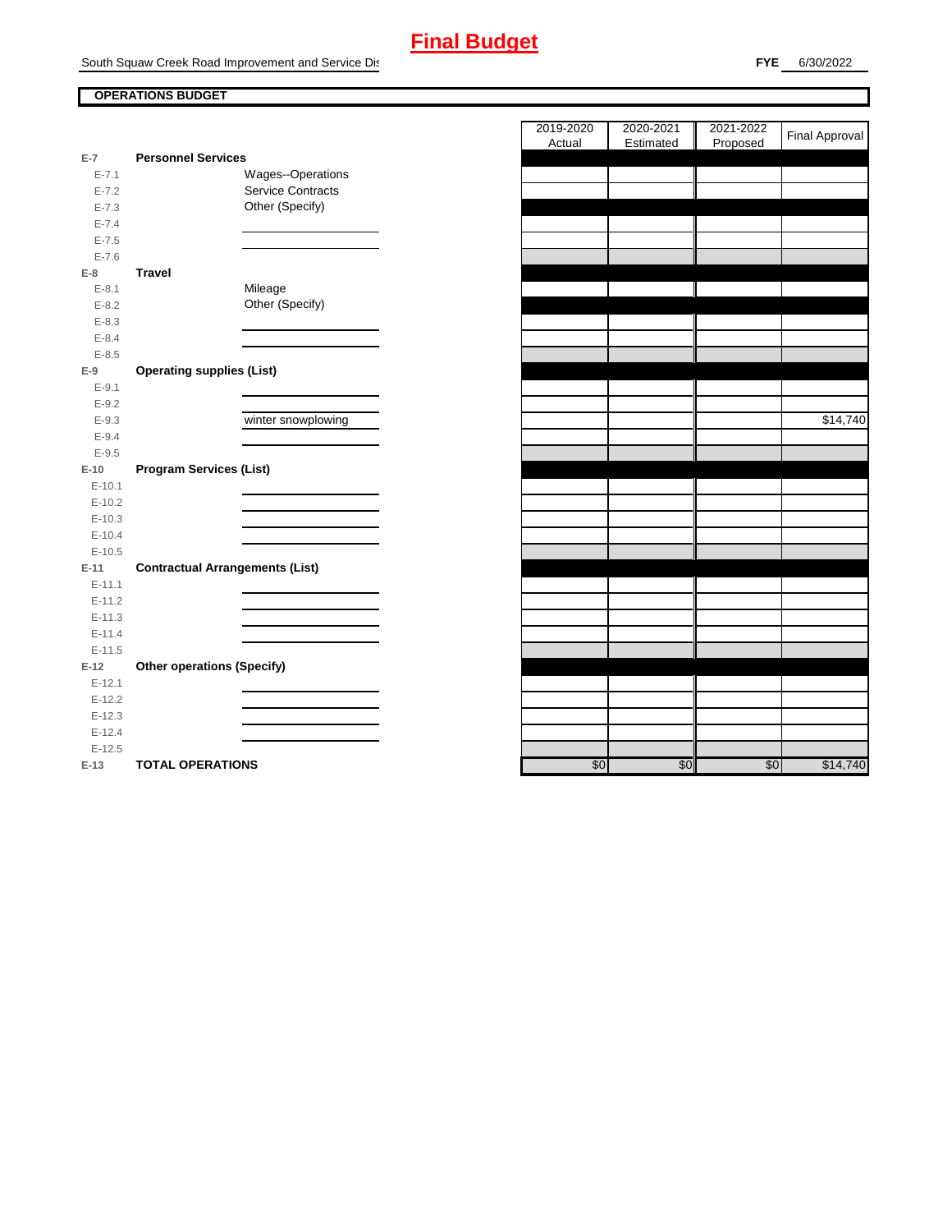# Final Budget

South Squaw Creek Road Improvement and Service Dis

**FYE** 6/30/2022

**OPERATIONS BUDGET**

| | | | 2019-2020 Actual | 2020-2021 Estimated | 2021-2022 Proposed | Final Approval |
|---|---|---|---|---|---|---|
| **E-7** | **Personnel Services** | | | | | |
| E-7.1 | | Wages--Operations | | | | |
| E-7.2 | | Service Contracts | | | | |
| E-7.3 | | Other (Specify) | | | | |
| E-7.4 | | | | | | |
| E-7.5 | | | | | | |
| E-7.6 | | | | | | |
| **E-8** | **Travel** | | | | | |
| E-8.1 | | Mileage | | | | |
| E-8.2 | | Other (Specify) | | | | |
| E-8.3 | | | | | | |
| E-8.4 | | | | | | |
| E-8.5 | | | | | | |
| **E-9** | **Operating supplies (List)** | | | | | |
| E-9.1 | | | | | | |
| E-9.2 | | | | | | |
| E-9.3 | | winter snowplowing | | | | $14,740 |
| E-9.4 | | | | | | |
| E-9.5 | | | | | | |
| **E-10** | **Program Services (List)** | | | | | |
| E-10.1 | | | | | | |
| E-10.2 | | | | | | |
| E-10.3 | | | | | | |
| E-10.4 | | | | | | |
| E-10.5 | | | | | | |
| **E-11** | **Contractual Arrangements (List)** | | | | | |
| E-11.1 | | | | | | |
| E-11.2 | | | | | | |
| E-11.3 | | | | | | |
| E-11.4 | | | | | | |
| E-11.5 | | | | | | |
| **E-12** | **Other operations (Specify)** | | | | | |
| E-12.1 | | | | | | |
| E-12.2 | | | | | | |
| E-12.3 | | | | | | |
| E-12.4 | | | | | | |
| E-12.5 | | | | | | |
| **E-13** | **TOTAL OPERATIONS** | | $0 | $0 | $0 | $14,740 |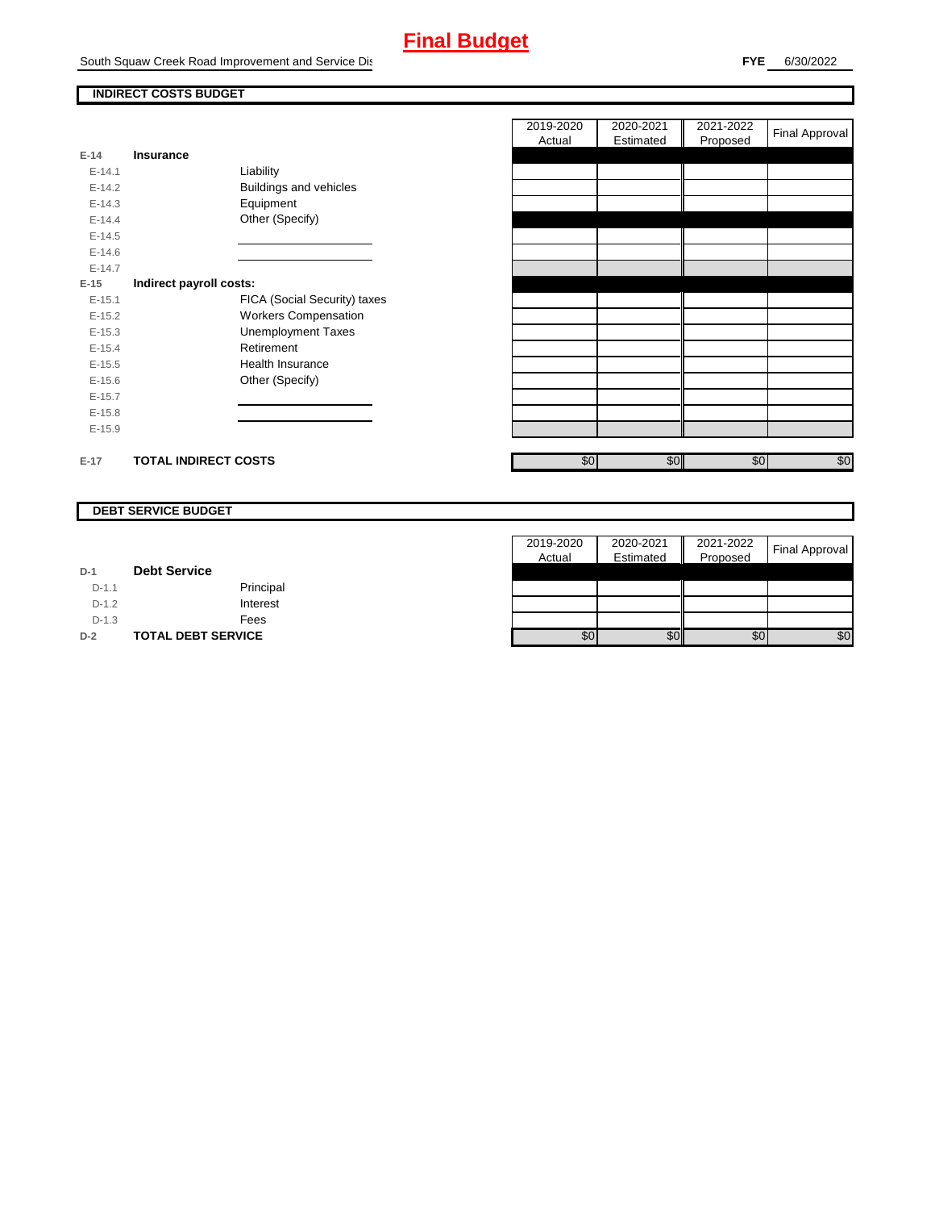# Final Budget

South Squaw Creek Road Improvement and Service Dis

**FYE** 6/30/2022

## INDIRECT COSTS BUDGET

| | | | 2019-2020 Actual | 2020-2021 Estimated | 2021-2022 Proposed | Final Approval |
|---|---|---|---|---|---|---|
| E-14 | **Insurance** | | | | | |
| E-14.1 | | Liability | | | | |
| E-14.2 | | Buildings and vehicles | | | | |
| E-14.3 | | Equipment | | | | |
| E-14.4 | | Other (Specify) | | | | |
| E-14.5 | | | | | | |
| E-14.6 | | | | | | |
| E-14.7 | | | | | | |
| E-15 | **Indirect payroll costs:** | | | | | |
| E-15.1 | | FICA (Social Security) taxes | | | | |
| E-15.2 | | Workers Compensation | | | | |
| E-15.3 | | Unemployment Taxes | | | | |
| E-15.4 | | Retirement | | | | |
| E-15.5 | | Health Insurance | | | | |
| E-15.6 | | Other (Specify) | | | | |
| E-15.7 | | | | | | |
| E-15.8 | | | | | | |
| E-15.9 | | | | | | |
| E-17 | **TOTAL INDIRECT COSTS** | | $0 | $0 | $0 | $0 |

## DEBT SERVICE BUDGET

| | | | 2019-2020 Actual | 2020-2021 Estimated | 2021-2022 Proposed | Final Approval |
|---|---|---|---|---|---|---|
| D-1 | **Debt Service** | | | | | |
| D-1.1 | | Principal | | | | |
| D-1.2 | | Interest | | | | |
| D-1.3 | | Fees | | | | |
| D-2 | **TOTAL DEBT SERVICE** | | $0 | $0 | $0 | $0 |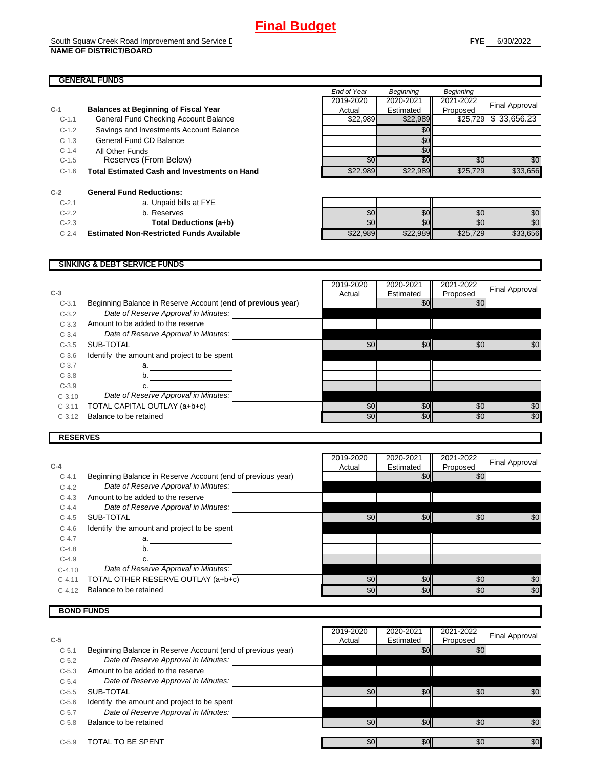# Final Budget

South Squaw Creek Road Improvement and Service D
**NAME OF DISTRICT/BOARD**

**FYE** 6/30/2022

**GENERAL FUNDS**

| | | End of Year 2019-2020 Actual | Beginning 2020-2021 Estimated | Beginning 2021-2022 Proposed | Final Approval |
|---|---|---|---|---|---|
| **C-1** | **Balances at Beginning of Fiscal Year** | | | | |
| C-1.1 | General Fund Checking Account Balance | $22,989 | $22,989 | $25,729 | $ 33,656.23 |
| C-1.2 | Savings and Investments Account Balance | | $0 | | |
| C-1.3 | General Fund CD Balance | | $0 | | |
| C-1.4 | All Other Funds | | $0 | | |
| C-1.5 | Reserves (From Below) | $0 | $0 | $0 | $0 |
| C-1.6 | **Total Estimated Cash and Investments on Hand** | $22,989 | $22,989 | $25,729 | $33,656 |
| **C-2** | **General Fund Reductions:** | | | | |
| C-2.1 | a. Unpaid bills at FYE | | | | |
| C-2.2 | b. Reserves | $0 | $0 | $0 | $0 |
| C-2.3 | **Total Deductions (a+b)** | $0 | $0 | $0 | $0 |
| C-2.4 | **Estimated Non-Restricted Funds Available** | $22,989 | $22,989 | $25,729 | $33,656 |

**SINKING & DEBT SERVICE FUNDS**

| **C-3** | | 2019-2020 Actual | 2020-2021 Estimated | 2021-2022 Proposed | Final Approval |
|---|---|---|---|---|---|
| C-3.1 | Beginning Balance in Reserve Account (**end of previous year**) | | $0 | $0 | |
| C-3.2 | *Date of Reserve Approval in Minutes:* | | | | |
| C-3.3 | Amount to be added to the reserve | | | | |
| C-3.4 | *Date of Reserve Approval in Minutes:* | | | | |
| C-3.5 | SUB-TOTAL | $0 | $0 | $0 | $0 |
| C-3.6 | Identify the amount and project to be spent | | | | |
| C-3.7 | a. | | | | |
| C-3.8 | b. | | | | |
| C-3.9 | c. | | | | |
| C-3.10 | *Date of Reserve Approval in Minutes:* | | | | |
| C-3.11 | TOTAL CAPITAL OUTLAY (a+b+c) | $0 | $0 | $0 | $0 |
| C-3.12 | Balance to be retained | $0 | $0 | $0 | $0 |

**RESERVES**

| **C-4** | | 2019-2020 Actual | 2020-2021 Estimated | 2021-2022 Proposed | Final Approval |
|---|---|---|---|---|---|
| C-4.1 | Beginning Balance in Reserve Account (end of previous year) | | $0 | $0 | |
| C-4.2 | *Date of Reserve Approval in Minutes:* | | | | |
| C-4.3 | Amount to be added to the reserve | | | | |
| C-4.4 | *Date of Reserve Approval in Minutes:* | | | | |
| C-4.5 | SUB-TOTAL | $0 | $0 | $0 | $0 |
| C-4.6 | Identify the amount and project to be spent | | | | |
| C-4.7 | a. | | | | |
| C-4.8 | b. | | | | |
| C-4.9 | c. | | | | |
| C-4.10 | *Date of Reserve Approval in Minutes:* | | | | |
| C-4.11 | TOTAL OTHER RESERVE OUTLAY (a+b+c) | $0 | $0 | $0 | $0 |
| C-4.12 | Balance to be retained | $0 | $0 | $0 | $0 |

**BOND FUNDS**

| **C-5** | | 2019-2020 Actual | 2020-2021 Estimated | 2021-2022 Proposed | Final Approval |
|---|---|---|---|---|---|
| C-5.1 | Beginning Balance in Reserve Account (end of previous year) | | $0 | $0 | |
| C-5.2 | *Date of Reserve Approval in Minutes:* | | | | |
| C-5.3 | Amount to be added to the reserve | | | | |
| C-5.4 | *Date of Reserve Approval in Minutes:* | | | | |
| C-5.5 | SUB-TOTAL | $0 | $0 | $0 | $0 |
| C-5.6 | Identify the amount and project to be spent | | | | |
| C-5.7 | *Date of Reserve Approval in Minutes:* | | | | |
| C-5.8 | Balance to be retained | $0 | $0 | $0 | $0 |
| C-5.9 | TOTAL TO BE SPENT | $0 | $0 | $0 | $0 |